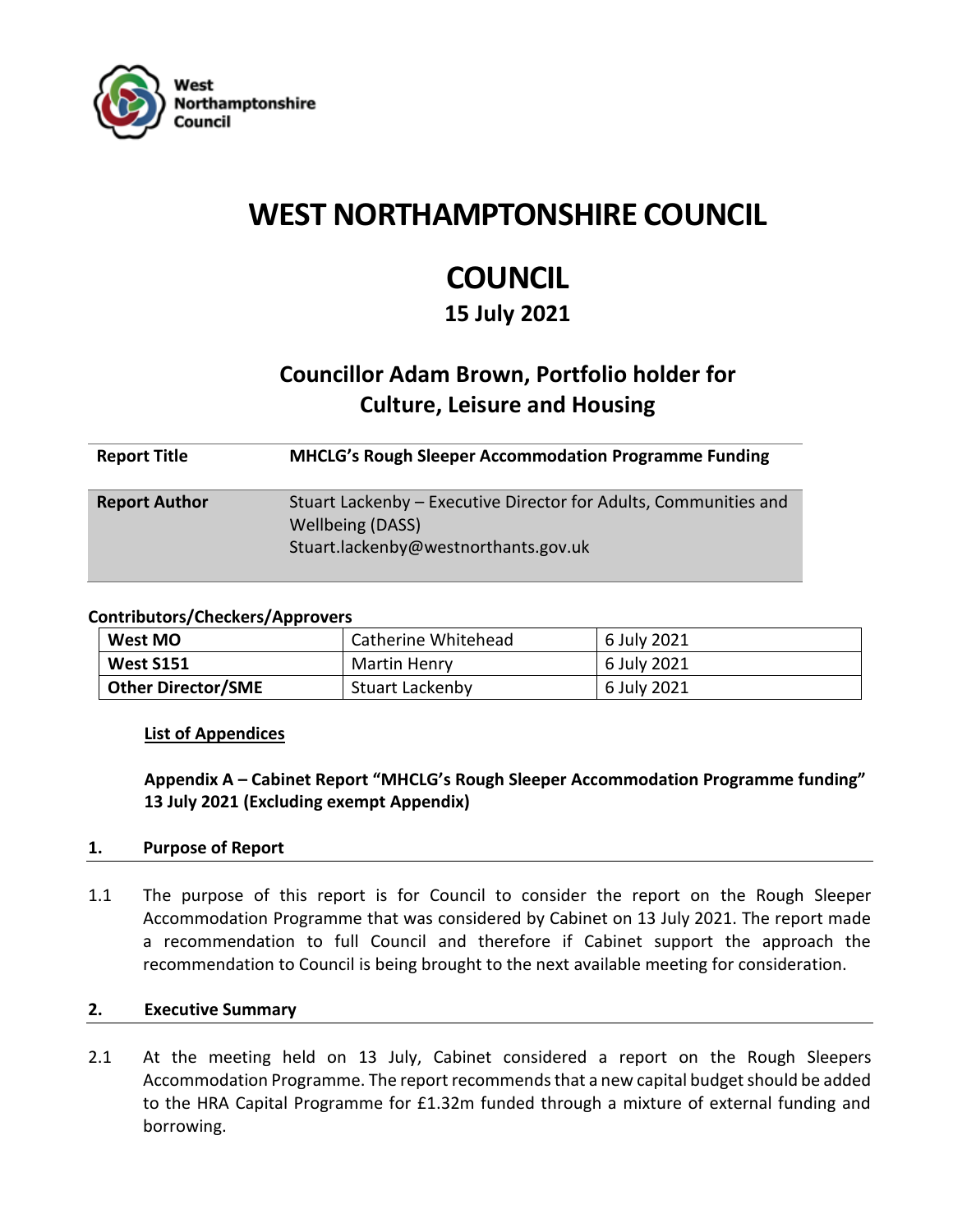West Northamptonshire Council

# WEST NORTHAMPTONSHIRE COUNCIL

# COUNCIL

## 15 July 2021

## Councillor Adam Brown, Portfolio holder for Culture, Leisure and Housing

| | |
|---|---|
| **Report Title** | **MHCLG's Rough Sleeper Accommodation Programme Funding** |
| **Report Author** | Stuart Lackenby – Executive Director for Adults, Communities and Wellbeing (DASS)<br>Stuart.lackenby@westnorthants.gov.uk |

**Contributors/Checkers/Approvers**

| | | |
|---|---|---|
| **West MO** | Catherine Whitehead | 6 July 2021 |
| **West S151** | Martin Henry | 6 July 2021 |
| **Other Director/SME** | Stuart Lackenby | 6 July 2021 |

**List of Appendices**

**Appendix A – Cabinet Report "MHCLG's Rough Sleeper Accommodation Programme funding" 13 July 2021 (Excluding exempt Appendix)**

## 1. Purpose of Report

1.1 The purpose of this report is for Council to consider the report on the Rough Sleeper Accommodation Programme that was considered by Cabinet on 13 July 2021. The report made a recommendation to full Council and therefore if Cabinet support the approach the recommendation to Council is being brought to the next available meeting for consideration.

## 2. Executive Summary

2.1 At the meeting held on 13 July, Cabinet considered a report on the Rough Sleepers Accommodation Programme. The report recommends that a new capital budget should be added to the HRA Capital Programme for £1.32m funded through a mixture of external funding and borrowing.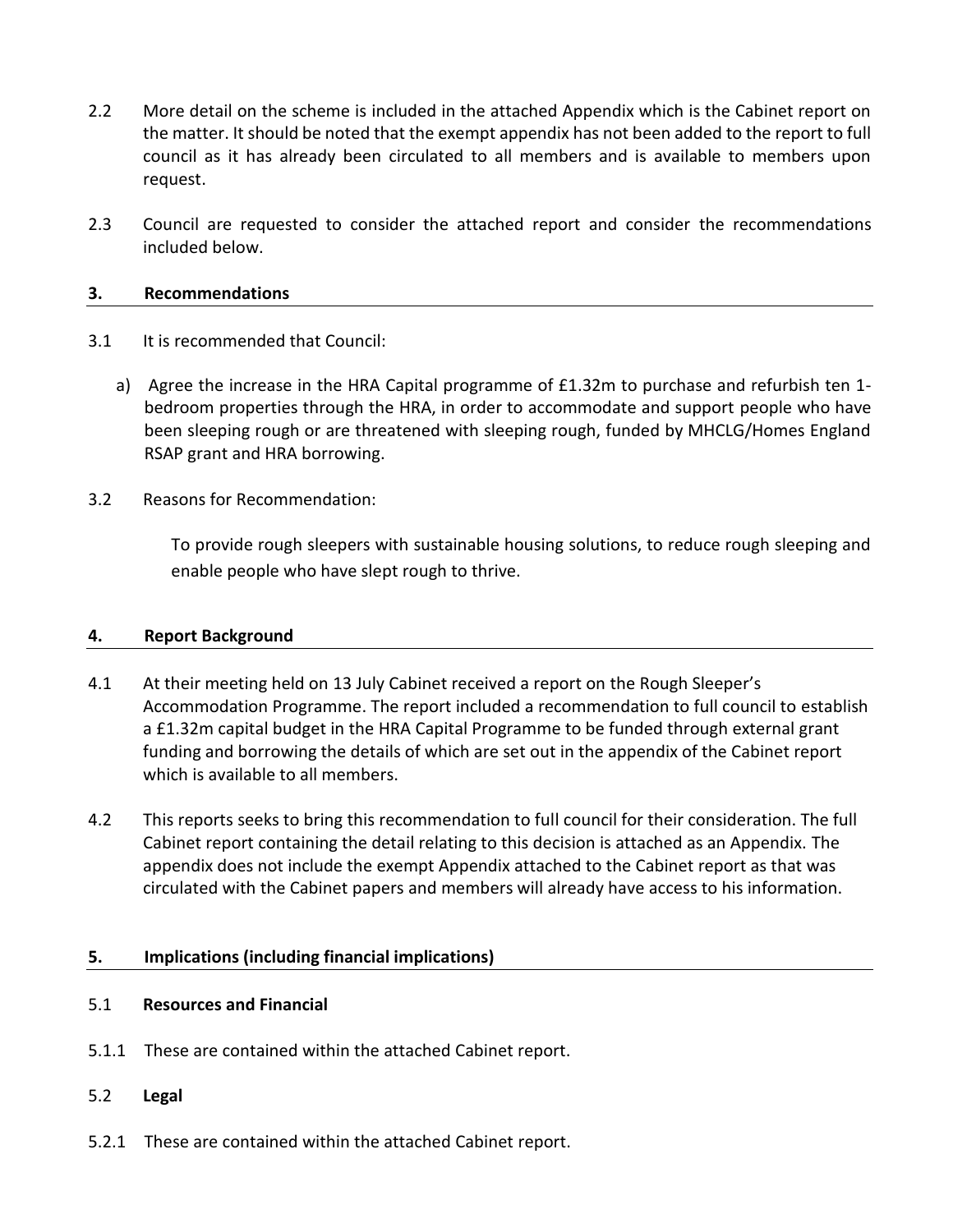2.2 More detail on the scheme is included in the attached Appendix which is the Cabinet report on the matter. It should be noted that the exempt appendix has not been added to the report to full council as it has already been circulated to all members and is available to members upon request.

2.3 Council are requested to consider the attached report and consider the recommendations included below.

## 3. Recommendations

3.1 It is recommended that Council:

a) Agree the increase in the HRA Capital programme of £1.32m to purchase and refurbish ten 1-bedroom properties through the HRA, in order to accommodate and support people who have been sleeping rough or are threatened with sleeping rough, funded by MHCLG/Homes England RSAP grant and HRA borrowing.

3.2 Reasons for Recommendation:

To provide rough sleepers with sustainable housing solutions, to reduce rough sleeping and enable people who have slept rough to thrive.

## 4. Report Background

4.1 At their meeting held on 13 July Cabinet received a report on the Rough Sleeper's Accommodation Programme. The report included a recommendation to full council to establish a £1.32m capital budget in the HRA Capital Programme to be funded through external grant funding and borrowing the details of which are set out in the appendix of the Cabinet report which is available to all members.

4.2 This reports seeks to bring this recommendation to full council for their consideration. The full Cabinet report containing the detail relating to this decision is attached as an Appendix. The appendix does not include the exempt Appendix attached to the Cabinet report as that was circulated with the Cabinet papers and members will already have access to his information.

## 5. Implications (including financial implications)

5.1 **Resources and Financial**

5.1.1 These are contained within the attached Cabinet report.

5.2 **Legal**

5.2.1 These are contained within the attached Cabinet report.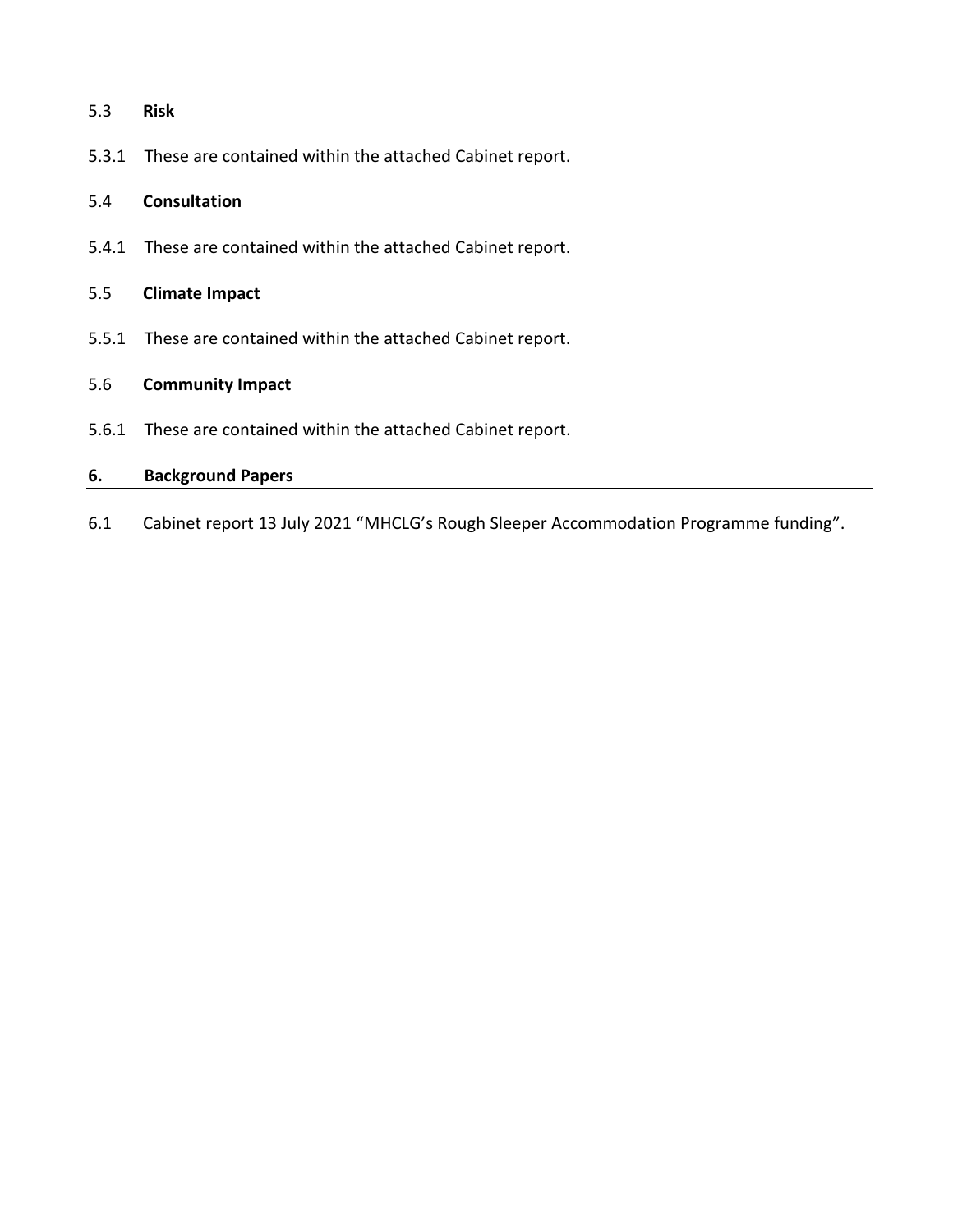5.3 **Risk**

5.3.1 These are contained within the attached Cabinet report.

5.4 **Consultation**

5.4.1 These are contained within the attached Cabinet report.

5.5 **Climate Impact**

5.5.1 These are contained within the attached Cabinet report.

5.6 **Community Impact**

5.6.1 These are contained within the attached Cabinet report.

## 6. Background Papers

6.1 Cabinet report 13 July 2021 "MHCLG's Rough Sleeper Accommodation Programme funding".